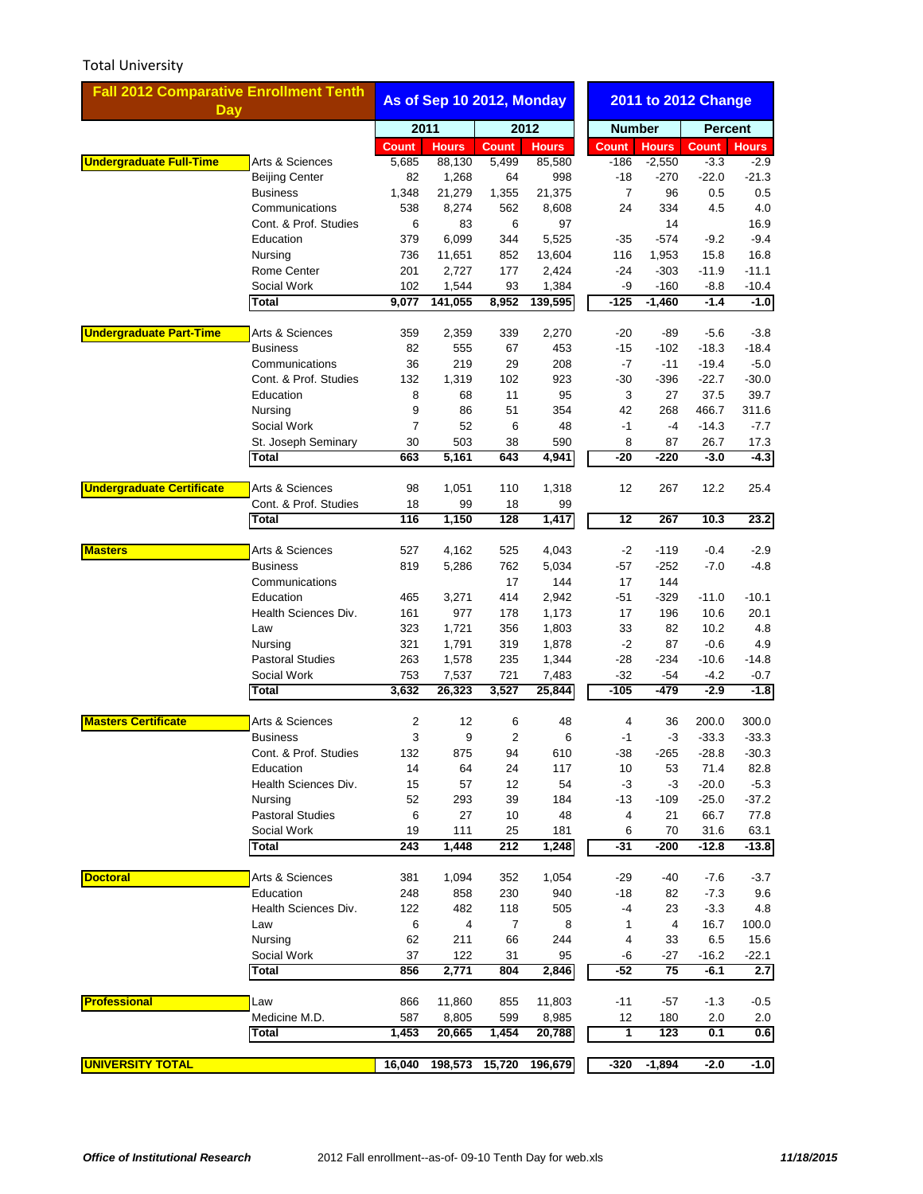Total University

| Fall 2012 Comparative Enrollment Tenth Day | | As of Sep 10 2012, Monday | | | | 2011 to 2012 Change | | | |
|---|---|---|---|---|---|---|---|---|---|
| | | 2011 | | 2012 | | Number | | Percent | |
| | | Count | Hours | Count | Hours | Count | Hours | Count | Hours |
| **Undergraduate Full-Time** | Arts & Sciences | 5,685 | 88,130 | 5,499 | 85,580 | -186 | -2,550 | -3.3 | -2.9 |
| | Beijing Center | 82 | 1,268 | 64 | 998 | -18 | -270 | -22.0 | -21.3 |
| | Business | 1,348 | 21,279 | 1,355 | 21,375 | 7 | 96 | 0.5 | 0.5 |
| | Communications | 538 | 8,274 | 562 | 8,608 | 24 | 334 | 4.5 | 4.0 |
| | Cont. & Prof. Studies | 6 | 83 | 6 | 97 | | 14 | | 16.9 |
| | Education | 379 | 6,099 | 344 | 5,525 | -35 | -574 | -9.2 | -9.4 |
| | Nursing | 736 | 11,651 | 852 | 13,604 | 116 | 1,953 | 15.8 | 16.8 |
| | Rome Center | 201 | 2,727 | 177 | 2,424 | -24 | -303 | -11.9 | -11.1 |
| | Social Work | 102 | 1,544 | 93 | 1,384 | -9 | -160 | -8.8 | -10.4 |
| | **Total** | **9,077** | **141,055** | **8,952** | **139,595** | **-125** | **-1,460** | **-1.4** | **-1.0** |
| **Undergraduate Part-Time** | Arts & Sciences | 359 | 2,359 | 339 | 2,270 | -20 | -89 | -5.6 | -3.8 |
| | Business | 82 | 555 | 67 | 453 | -15 | -102 | -18.3 | -18.4 |
| | Communications | 36 | 219 | 29 | 208 | -7 | -11 | -19.4 | -5.0 |
| | Cont. & Prof. Studies | 132 | 1,319 | 102 | 923 | -30 | -396 | -22.7 | -30.0 |
| | Education | 8 | 68 | 11 | 95 | 3 | 27 | 37.5 | 39.7 |
| | Nursing | 9 | 86 | 51 | 354 | 42 | 268 | 466.7 | 311.6 |
| | Social Work | 7 | 52 | 6 | 48 | -1 | -4 | -14.3 | -7.7 |
| | St. Joseph Seminary | 30 | 503 | 38 | 590 | 8 | 87 | 26.7 | 17.3 |
| | **Total** | **663** | **5,161** | **643** | **4,941** | **-20** | **-220** | **-3.0** | **-4.3** |
| **Undergraduate Certificate** | Arts & Sciences | 98 | 1,051 | 110 | 1,318 | 12 | 267 | 12.2 | 25.4 |
| | Cont. & Prof. Studies | 18 | 99 | 18 | 99 | | | | |
| | **Total** | **116** | **1,150** | **128** | **1,417** | **12** | **267** | **10.3** | **23.2** |
| **Masters** | Arts & Sciences | 527 | 4,162 | 525 | 4,043 | -2 | -119 | -0.4 | -2.9 |
| | Business | 819 | 5,286 | 762 | 5,034 | -57 | -252 | -7.0 | -4.8 |
| | Communications | | | 17 | 144 | 17 | 144 | | |
| | Education | 465 | 3,271 | 414 | 2,942 | -51 | -329 | -11.0 | -10.1 |
| | Health Sciences Div. | 161 | 977 | 178 | 1,173 | 17 | 196 | 10.6 | 20.1 |
| | Law | 323 | 1,721 | 356 | 1,803 | 33 | 82 | 10.2 | 4.8 |
| | Nursing | 321 | 1,791 | 319 | 1,878 | -2 | 87 | -0.6 | 4.9 |
| | Pastoral Studies | 263 | 1,578 | 235 | 1,344 | -28 | -234 | -10.6 | -14.8 |
| | Social Work | 753 | 7,537 | 721 | 7,483 | -32 | -54 | -4.2 | -0.7 |
| | **Total** | **3,632** | **26,323** | **3,527** | **25,844** | **-105** | **-479** | **-2.9** | **-1.8** |
| **Masters Certificate** | Arts & Sciences | 2 | 12 | 6 | 48 | 4 | 36 | 200.0 | 300.0 |
| | Business | 3 | 9 | 2 | 6 | -1 | -3 | -33.3 | -33.3 |
| | Cont. & Prof. Studies | 132 | 875 | 94 | 610 | -38 | -265 | -28.8 | -30.3 |
| | Education | 14 | 64 | 24 | 117 | 10 | 53 | 71.4 | 82.8 |
| | Health Sciences Div. | 15 | 57 | 12 | 54 | -3 | -3 | -20.0 | -5.3 |
| | Nursing | 52 | 293 | 39 | 184 | -13 | -109 | -25.0 | -37.2 |
| | Pastoral Studies | 6 | 27 | 10 | 48 | 4 | 21 | 66.7 | 77.8 |
| | Social Work | 19 | 111 | 25 | 181 | 6 | 70 | 31.6 | 63.1 |
| | **Total** | **243** | **1,448** | **212** | **1,248** | **-31** | **-200** | **-12.8** | **-13.8** |
| **Doctoral** | Arts & Sciences | 381 | 1,094 | 352 | 1,054 | -29 | -40 | -7.6 | -3.7 |
| | Education | 248 | 858 | 230 | 940 | -18 | 82 | -7.3 | 9.6 |
| | Health Sciences Div. | 122 | 482 | 118 | 505 | -4 | 23 | -3.3 | 4.8 |
| | Law | 6 | 4 | 7 | 8 | 1 | 4 | 16.7 | 100.0 |
| | Nursing | 62 | 211 | 66 | 244 | 4 | 33 | 6.5 | 15.6 |
| | Social Work | 37 | 122 | 31 | 95 | -6 | -27 | -16.2 | -22.1 |
| | **Total** | **856** | **2,771** | **804** | **2,846** | **-52** | **75** | **-6.1** | **2.7** |
| **Professional** | Law | 866 | 11,860 | 855 | 11,803 | -11 | -57 | -1.3 | -0.5 |
| | Medicine M.D. | 587 | 8,805 | 599 | 8,985 | 12 | 180 | 2.0 | 2.0 |
| | **Total** | **1,453** | **20,665** | **1,454** | **20,788** | **1** | **123** | **0.1** | **0.6** |
| **UNIVERSITY TOTAL** | | **16,040** | **198,573** | **15,720** | **196,679** | **-320** | **-1,894** | **-2.0** | **-1.0** |

***Office of Institutional Research*** 2012 Fall enrollment--as-of- 09-10 Tenth Day for web.xls ***11/18/2015***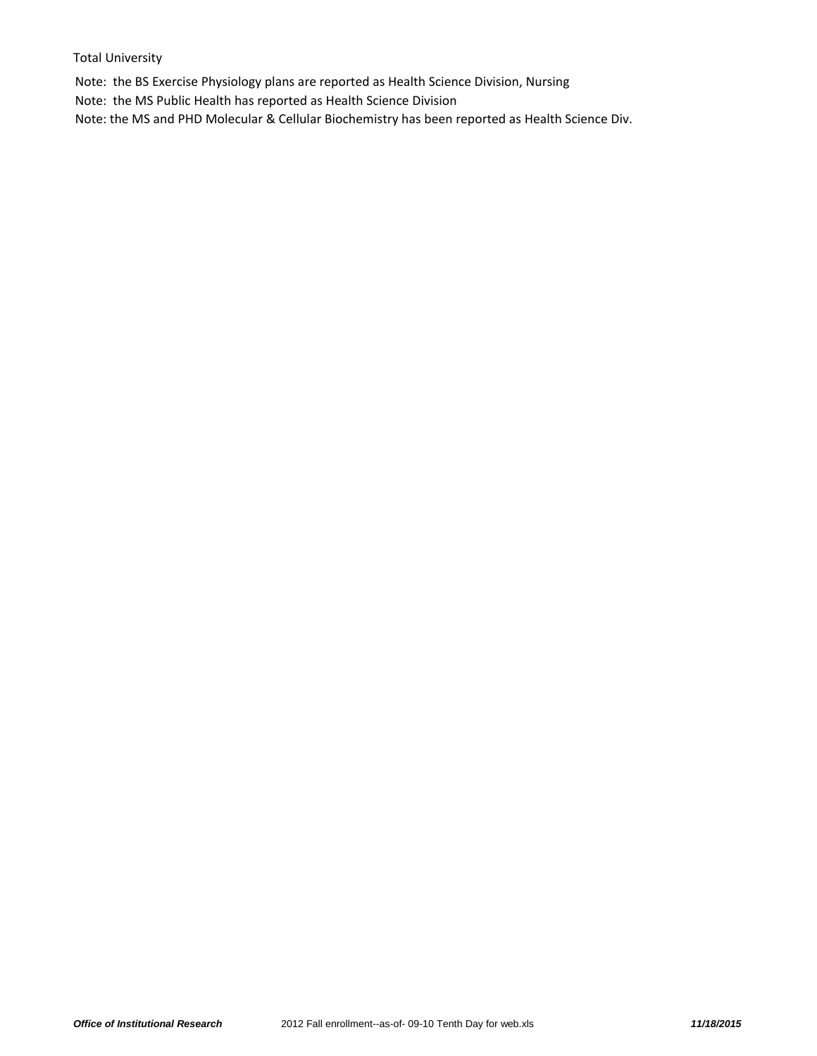Total University

Note: the BS Exercise Physiology plans are reported as Health Science Division, Nursing

Note: the MS Public Health has reported as Health Science Division

Note: the MS and PHD Molecular & Cellular Biochemistry has been reported as Health Science Div.